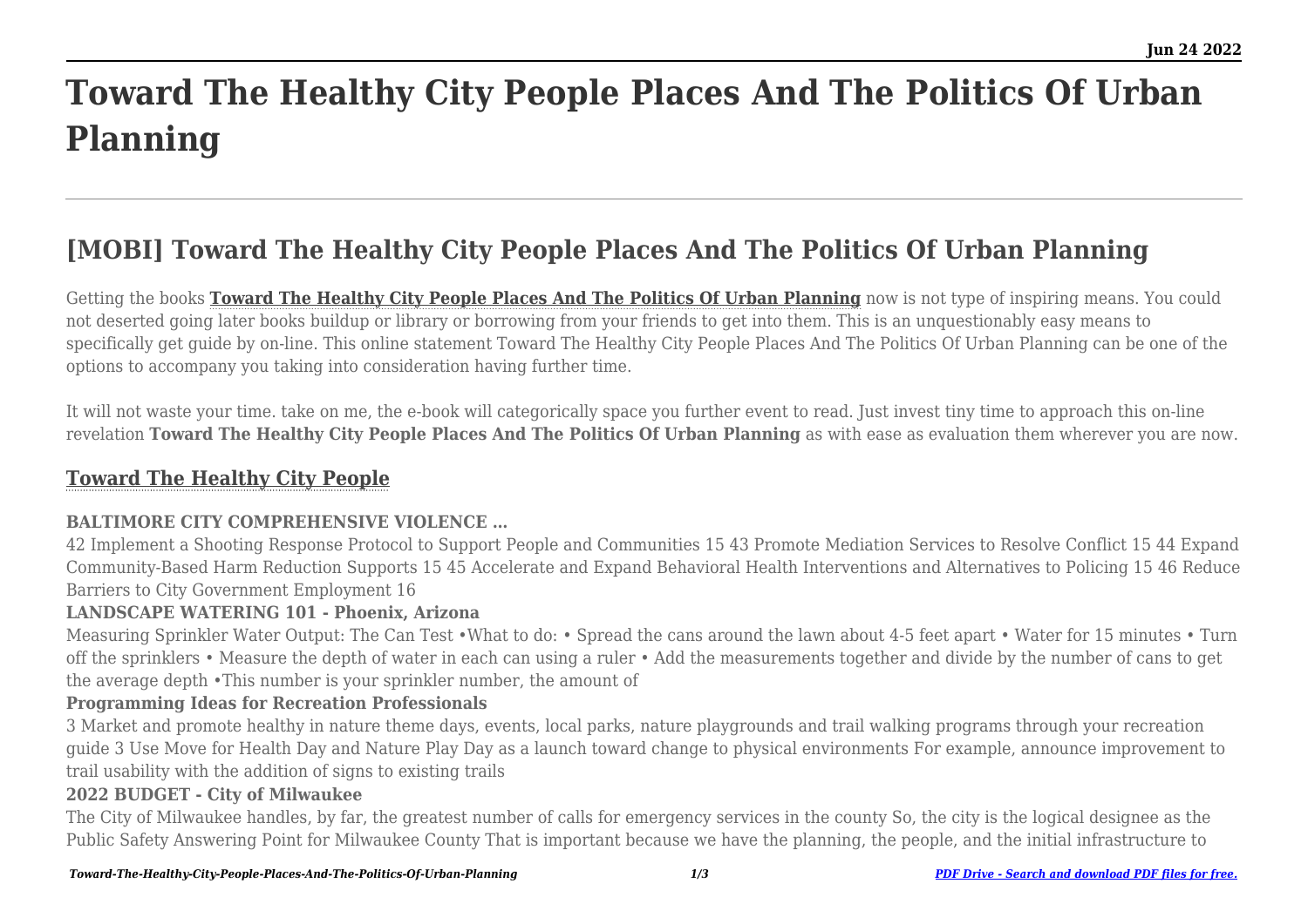# Toward The Healthy City People Places And The Politics Of Urban Planning

## [MOBI] Toward The Healthy City People Places And The Politics Of Urban Planning

Getting the books **Toward The Healthy City People Places And The Politics Of Urban Planning** now is not type of inspiring means. You could not deserted going later books buildup or library or borrowing from your friends to get into them. This is an unquestionably easy means to specifically get guide by on-line. This online statement Toward The Healthy City People Places And The Politics Of Urban Planning can be one of the options to accompany you taking into consideration having further time.

It will not waste your time. take on me, the e-book will categorically space you further event to read. Just invest tiny time to approach this on-line revelation **Toward The Healthy City People Places And The Politics Of Urban Planning** as with ease as evaluation them wherever you are now.

### Toward The Healthy City People

#### BALTIMORE CITY COMPREHENSIVE VIOLENCE …

42 Implement a Shooting Response Protocol to Support People and Communities 15 43 Promote Mediation Services to Resolve Conflict 15 44 Expand Community-Based Harm Reduction Supports 15 45 Accelerate and Expand Behavioral Health Interventions and Alternatives to Policing 15 46 Reduce Barriers to City Government Employment 16

#### LANDSCAPE WATERING 101 - Phoenix, Arizona

Measuring Sprinkler Water Output: The Can Test •What to do: • Spread the cans around the lawn about 4-5 feet apart • Water for 15 minutes • Turn off the sprinklers • Measure the depth of water in each can using a ruler • Add the measurements together and divide by the number of cans to get the average depth •This number is your sprinkler number, the amount of

#### Programming Ideas for Recreation Professionals

3 Market and promote healthy in nature theme days, events, local parks, nature playgrounds and trail walking programs through your recreation guide 3 Use Move for Health Day and Nature Play Day as a launch toward change to physical environments For example, announce improvement to trail usability with the addition of signs to existing trails

#### 2022 BUDGET - City of Milwaukee

The City of Milwaukee handles, by far, the greatest number of calls for emergency services in the county So, the city is the logical designee as the Public Safety Answering Point for Milwaukee County That is important because we have the planning, the people, and the initial infrastructure to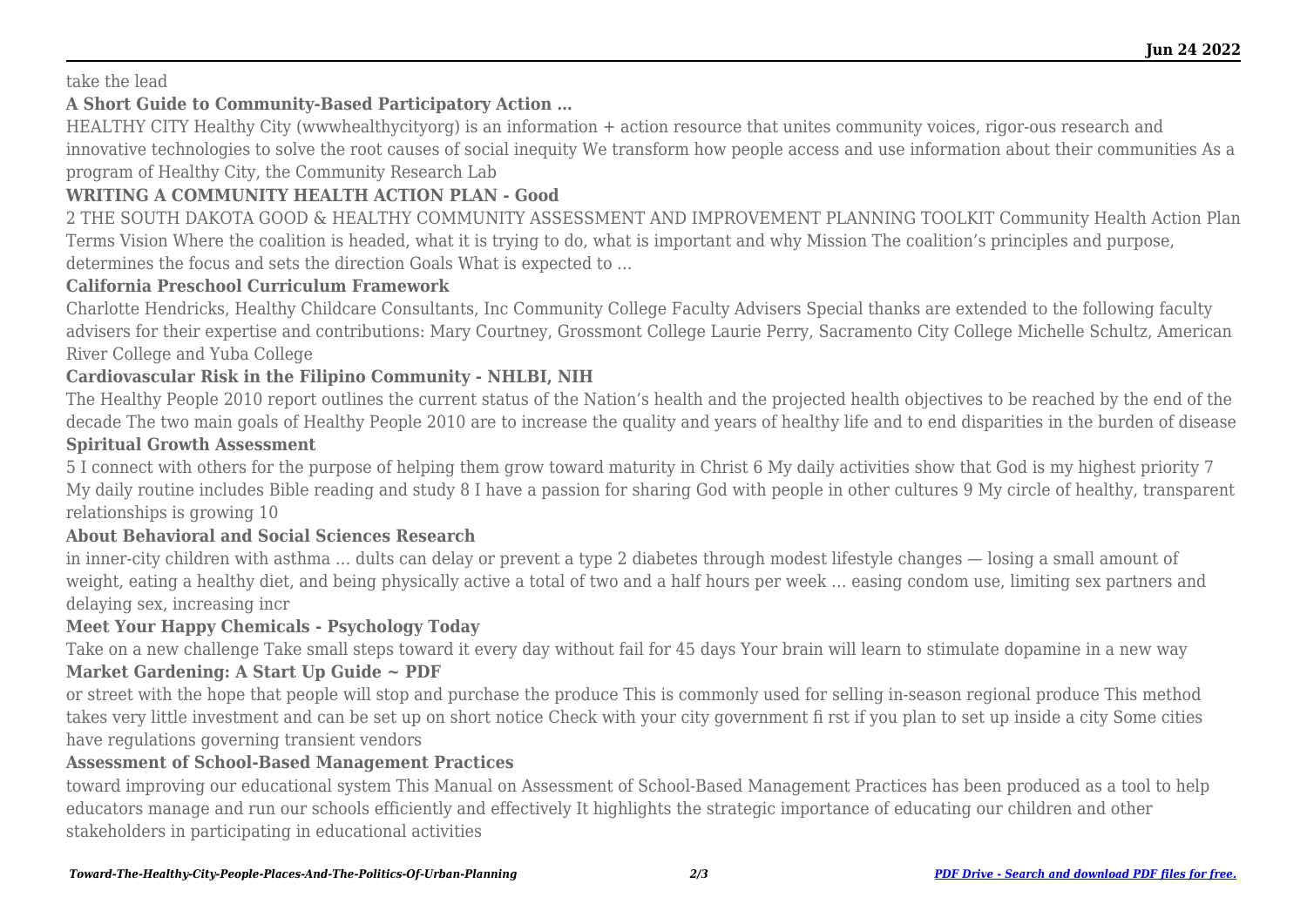take the lead

**A Short Guide to Community-Based Participatory Action …**

HEALTHY CITY Healthy City (wwwhealthycityorg) is an information + action resource that unites community voices, rigor-ous research and innovative technologies to solve the root causes of social inequity We transform how people access and use information about their communities As a program of Healthy City, the Community Research Lab

**WRITING A COMMUNITY HEALTH ACTION PLAN - Good**

2 THE SOUTH DAKOTA GOOD & HEALTHY COMMUNITY ASSESSMENT AND IMPROVEMENT PLANNING TOOLKIT Community Health Action Plan Terms Vision Where the coalition is headed, what it is trying to do, what is important and why Mission The coalition's principles and purpose, determines the focus and sets the direction Goals What is expected to …

**California Preschool Curriculum Framework**

Charlotte Hendricks, Healthy Childcare Consultants, Inc Community College Faculty Advisers Special thanks are extended to the following faculty advisers for their expertise and contributions: Mary Courtney, Grossmont College Laurie Perry, Sacramento City College Michelle Schultz, American River College and Yuba College

**Cardiovascular Risk in the Filipino Community - NHLBI, NIH**

The Healthy People 2010 report outlines the current status of the Nation's health and the projected health objectives to be reached by the end of the decade The two main goals of Healthy People 2010 are to increase the quality and years of healthy life and to end disparities in the burden of disease

**Spiritual Growth Assessment**

5 I connect with others for the purpose of helping them grow toward maturity in Christ 6 My daily activities show that God is my highest priority 7 My daily routine includes Bible reading and study 8 I have a passion for sharing God with people in other cultures 9 My circle of healthy, transparent relationships is growing 10

**About Behavioral and Social Sciences Research**

in inner-city children with asthma … dults can delay or prevent a type 2 diabetes through modest lifestyle changes — losing a small amount of weight, eating a healthy diet, and being physically active a total of two and a half hours per week … easing condom use, limiting sex partners and delaying sex, increasing incr

**Meet Your Happy Chemicals - Psychology Today**

Take on a new challenge Take small steps toward it every day without fail for 45 days Your brain will learn to stimulate dopamine in a new way

**Market Gardening: A Start Up Guide ~ PDF**

or street with the hope that people will stop and purchase the produce This is commonly used for selling in-season regional produce This method takes very little investment and can be set up on short notice Check with your city government fi rst if you plan to set up inside a city Some cities have regulations governing transient vendors

**Assessment of School-Based Management Practices**

toward improving our educational system This Manual on Assessment of School-Based Management Practices has been produced as a tool to help educators manage and run our schools efficiently and effectively It highlights the strategic importance of educating our children and other stakeholders in participating in educational activities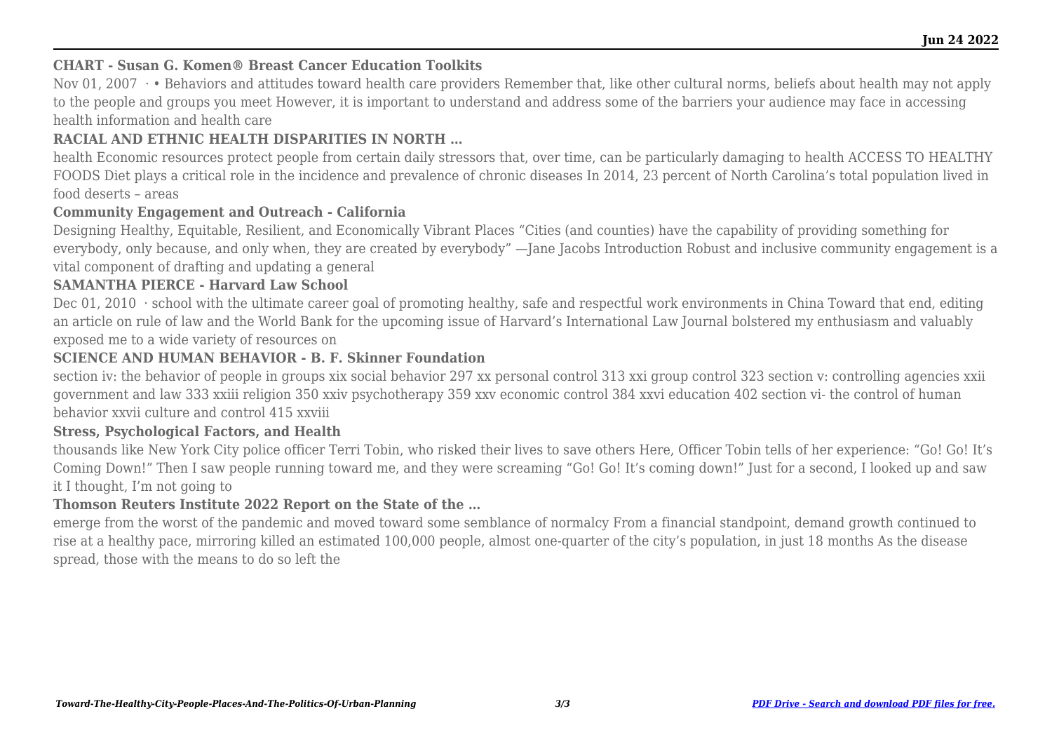**CHART - Susan G. Komen® Breast Cancer Education Toolkits**

Nov 01, 2007 · • Behaviors and attitudes toward health care providers Remember that, like other cultural norms, beliefs about health may not apply to the people and groups you meet However, it is important to understand and address some of the barriers your audience may face in accessing health information and health care

**RACIAL AND ETHNIC HEALTH DISPARITIES IN NORTH …**

health Economic resources protect people from certain daily stressors that, over time, can be particularly damaging to health ACCESS TO HEALTHY FOODS Diet plays a critical role in the incidence and prevalence of chronic diseases In 2014, 23 percent of North Carolina's total population lived in food deserts – areas

**Community Engagement and Outreach - California**

Designing Healthy, Equitable, Resilient, and Economically Vibrant Places "Cities (and counties) have the capability of providing something for everybody, only because, and only when, they are created by everybody" —Jane Jacobs Introduction Robust and inclusive community engagement is a vital component of drafting and updating a general

**SAMANTHA PIERCE - Harvard Law School**

Dec 01, 2010 · school with the ultimate career goal of promoting healthy, safe and respectful work environments in China Toward that end, editing an article on rule of law and the World Bank for the upcoming issue of Harvard's International Law Journal bolstered my enthusiasm and valuably exposed me to a wide variety of resources on

**SCIENCE AND HUMAN BEHAVIOR - B. F. Skinner Foundation**

section iv: the behavior of people in groups xix social behavior 297 xx personal control 313 xxi group control 323 section v: controlling agencies xxii government and law 333 xxiii religion 350 xxiv psychotherapy 359 xxv economic control 384 xxvi education 402 section vi- the control of human behavior xxvii culture and control 415 xxviii

**Stress, Psychological Factors, and Health**

thousands like New York City police officer Terri Tobin, who risked their lives to save others Here, Officer Tobin tells of her experience: "Go! Go! It's Coming Down!" Then I saw people running toward me, and they were screaming "Go! Go! It's coming down!" Just for a second, I looked up and saw it I thought, I'm not going to

**Thomson Reuters Institute 2022 Report on the State of the …**

emerge from the worst of the pandemic and moved toward some semblance of normalcy From a financial standpoint, demand growth continued to rise at a healthy pace, mirroring killed an estimated 100,000 people, almost one-quarter of the city's population, in just 18 months As the disease spread, those with the means to do so left the